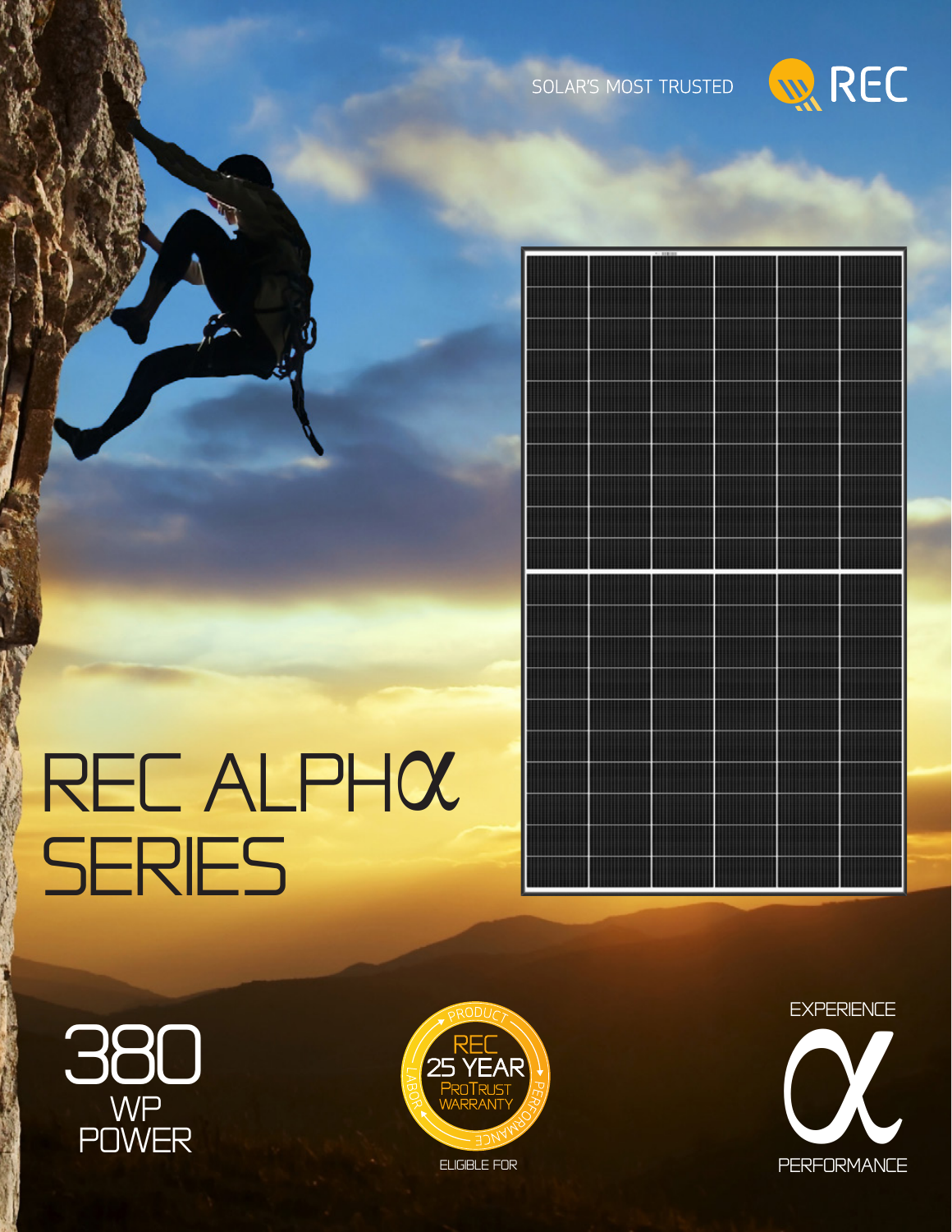SOLAR'S MOST TRUSTED

REC

# REC ALPHα SERIES

380 WP POWER

PRODUCT REC 25 YEAR PROTRUST WARRANTY LABOR PERFORMANCE

ELIGIBLE FOR

EXPERIENCE α PERFORMANCE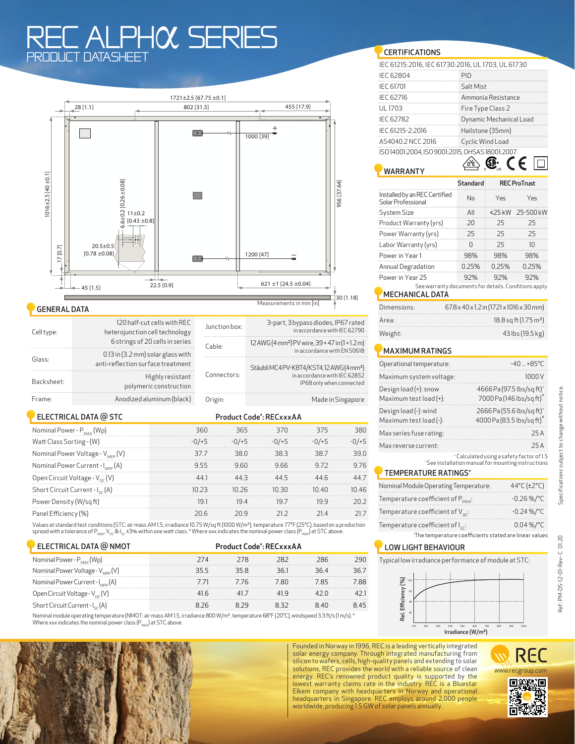# REC ALPHA SERIES

PRODUCT DATASHEET

1721±2.5 [67.75 ±0.1]
28 [1.1]
802 [31.5]
455 [17.9]
1000 [39]
1016±2.5 [40 ±0.1]
6.6±0.2 [0.26±0.08]
11±0.2 [0.43 ±0.8]
20.5±0.5 [0.78 ±0.08]
956 [37.64]
17 [0.7]
1200 [47]
45 [1.5]
22.5 [0.9]
621 ±1 [24.5 ±0.04]
30 [1.18]
Measurements in mm [in]

## GENERAL DATA

| | | | |
|---|---|---|---|
| Cell type: | 120 half-cut cells with REC heterojunction cell technology 6 strings of 20 cells in series | Junction box: | 3-part, 3 bypass diodes, IP67 rated in accordance with IEC 62790 |
| Glass: | 0.13 in (3.2 mm) solar glass with anti-reflection surface treatment | Cable: | 12 AWG (4 mm²) PV wire, 39 + 47 in (1 + 1.2 m) in accordance with EN 50618 |
| Backsheet: | Highly resistant polymeric construction | Connectors: | Stäubli MC4 PV-KBT4/KST4, 12 AWG (4 mm²) in accordance with IEC 62852 IP68 only when connected |
| Frame: | Anodized aluminum (black) | Origin: | Made in Singapore |

## ELECTRICAL DATA @ STC

| Product Code*: RECxxxAA | | | | | |
|---|---|---|---|---|---|
| Nominal Power - $P_{MAX}$ (Wp) | 360 | 365 | 370 | 375 | 380 |
| Watt Class Sorting - (W) | -0/+5 | -0/+5 | -0/+5 | -0/+5 | -0/+5 |
| Nominal Power Voltage - $V_{MPP}$ (V) | 37.7 | 38.0 | 38.3 | 38.7 | 39.0 |
| Nominal Power Current - $I_{MPP}$ (A) | 9.55 | 9.60 | 9.66 | 9.72 | 9.76 |
| Open Circuit Voltage - $V_{OC}$ (V) | 44.1 | 44.3 | 44.5 | 44.6 | 44.7 |
| Short Circuit Current - $I_{SC}$ (A) | 10.23 | 10.26 | 10.30 | 10.40 | 10.46 |
| Power Density (W/sq ft) | 19.1 | 19.4 | 19.7 | 19.9 | 20.2 |
| Panel Efficiency (%) | 20.6 | 20.9 | 21.2 | 21.4 | 21.7 |

Values at standard test conditions (STC: air mass AM 1.5, irradiance 10.75 W/sq ft (1000 W/m²), temperature 77°F (25°C), based on a production spread with a tolerance of $P_{MAX}$, $V_{OC}$ & $I_{SC}$ ±3% within one watt class. * Where xxx indicates the nominal power class ($P_{MAX}$) at STC above.

## ELECTRICAL DATA @ NMOT

| Product Code*: RECxxxAA | | | | | |
|---|---|---|---|---|---|
| Nominal Power - $P_{MAX}$ (Wp) | 274 | 278 | 282 | 286 | 290 |
| Nominal Power Voltage - $V_{MPP}$ (V) | 35.5 | 35.8 | 36.1 | 36.4 | 36.7 |
| Nominal Power Current - $I_{MPP}$ (A) | 7.71 | 7.76 | 7.80 | 7.85 | 7.88 |
| Open Circuit Voltage - $V_{OC}$ (V) | 41.6 | 41.7 | 41.9 | 42.0 | 42.1 |
| Short Circuit Current - $I_{SC}$ (A) | 8.26 | 8.29 | 8.32 | 8.40 | 8.45 |

Nominal module operating temperature (NMOT: air mass AM 1.5, irradiance 800 W/m², temperature 68°F (20°C), windspeed 3.3 ft/s (1 m/s). * Where xxx indicates the nominal power class ($P_{MAX}$) at STC above.

## CERTIFICATIONS

| | |
|---|---|
| IEC 61215:2016, IEC 61730:2016, UL 1703, UL 61730 | |
| IEC 62804 | PID |
| IEC 61701 | Salt Mist |
| IEC 62716 | Ammonia Resistance |
| UL 1703 | Fire Type Class 2 |
| IEC 62782 | Dynamic Mechanical Load |
| IEC 61215-2:2016 | Hailstone (35mm) |
| AS4040.2 NCC 2016 | Cyclic Wind Load |
| ISO 14001:2004, ISO 9001:2015, OHSAS 18001:2007 | |

## WARRANTY

| | Standard | REC ProTrust | |
|---|---|---|---|
| Installed by an REC Certified Solar Professional | No | Yes | Yes |
| System Size | All | ≤25 kW | 25-500 kW |
| Product Warranty (yrs) | 20 | 25 | 25 |
| Power Warranty (yrs) | 25 | 25 | 25 |
| Labor Warranty (yrs) | 0 | 25 | 10 |
| Power in Year 1 | 98% | 98% | 98% |
| Annual Degradation | 0.25% | 0.25% | 0.25% |
| Power in Year 25 | 92% | 92% | 92% |

See warranty documents for details. Conditions apply.

## MECHANICAL DATA

| | |
|---|---|
| Dimensions: | 67.8 x 40 x 1.2 in (1721 x 1016 x 30 mm) |
| Area: | 18.8 sq ft (1.75 m²) |
| Weight: | 43 lbs (19.5 kg) |

## MAXIMUM RATINGS

| | |
|---|---|
| Operational temperature: | -40 ... +85°C |
| Maximum system voltage: | 1000 V |
| Design load (+): snow | 4666 Pa (97.5 lbs/sq ft)* |
| Maximum test load (+): | 7000 Pa (146 lbs/sq ft)* |
| Design load (-): wind | 2666 Pa (55.6 lbs/sq ft)* |
| Maximum test load (-): | 4000 Pa (83.5 lbs/sq ft)* |
| Max series fuse rating: | 25 A |
| Max reverse current: | 25 A |

* Calculated using a safety factor of 1.5
* See installation manual for mounting instructions

## TEMPERATURE RATINGS*

| | |
|---|---|
| Nominal Module Operating Temperature: | 44°C (±2°C) |
| Temperature coefficient of $P_{MAX}$: | -0.26 %/°C |
| Temperature coefficient of $V_{OC}$: | -0.24 %/°C |
| Temperature coefficient of $I_{SC}$: | 0.04 %/°C |

*The temperature coefficients stated are linear values

## LOW LIGHT BEHAVIOUR

Typical low irradiance performance of module at STC:

Rel. Efficiency (%)
100
95
90
85
100 200 300 400 500 600 700 800 900 1000
Irradiance (W/m²)

Founded in Norway in 1996, REC is a leading vertically integrated solar energy company. Through integrated manufacturing from silicon to wafers, cells, high-quality panels and extending to solar solutions, REC provides the world with a reliable source of clean energy. REC's renowned product quality is supported by the lowest warranty claims rate in the industry. REC is a Bluestar Elkem company with headquarters in Norway and operational headquarters in Singapore. REC employs around 2,000 people worldwide, producing 1.5 GW of solar panels annually.

REC
www.recgroup.com

Specifications subject to change without notice.

Ref: PM-DS-12-01-Rev- C 01.20